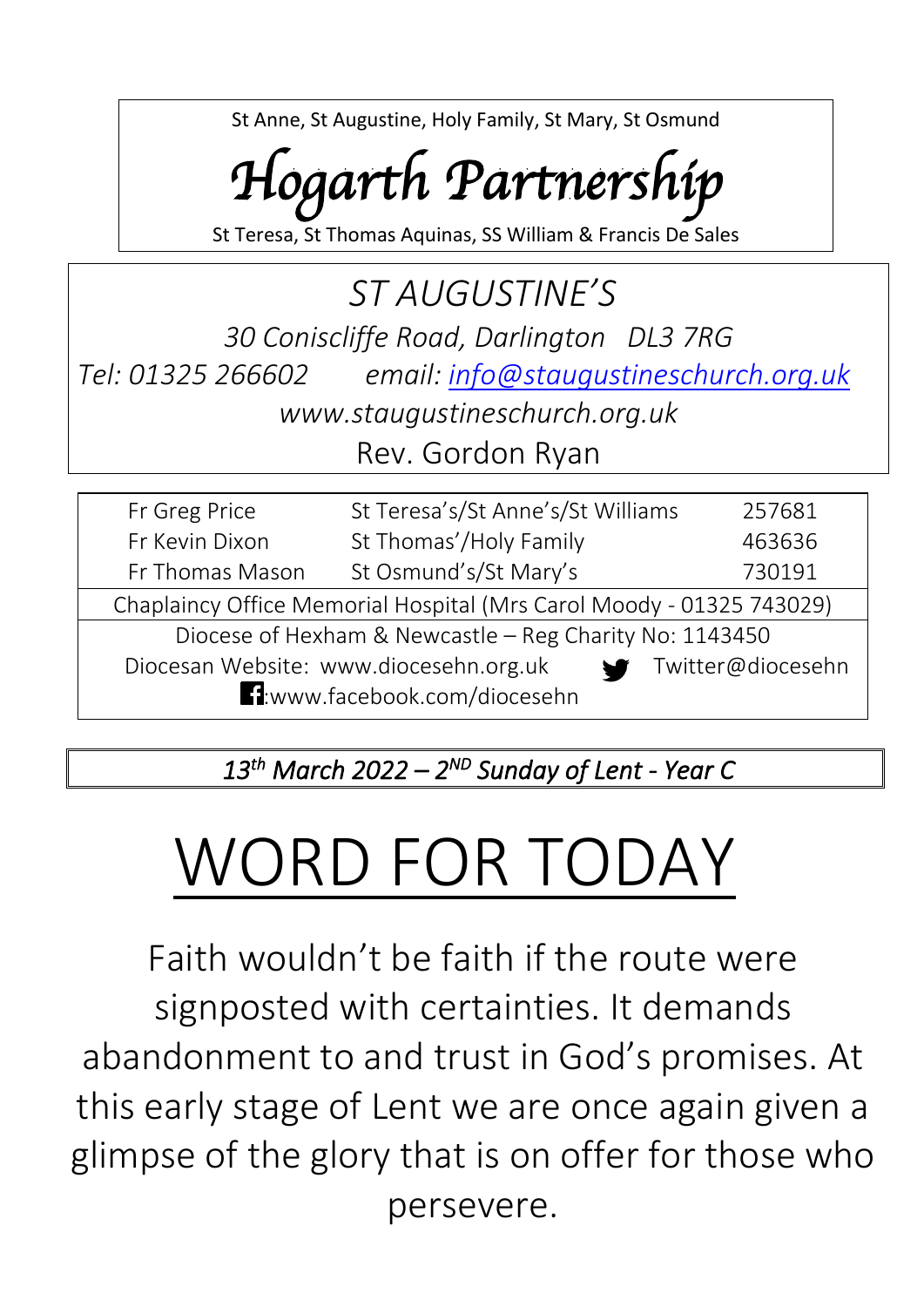St Anne, St Augustine, Holy Family, St Mary, St Osmund

# *Hogarth Partnership*

St Teresa, St Thomas Aquinas, SS William & Francis De Sales

## *ST AUGUSTINE'S*

*30 Coniscliffe Road, Darlington DL3 7RG*

*Tel: 01325 266602* *email: info@staugustineschurch.org.uk*

*www.staugustineschurch.org.uk*

Rev. Gordon Ryan

| | | |
|---|---|---|
| Fr Greg Price | St Teresa's/St Anne's/St Williams | 257681 |
| Fr Kevin Dixon | St Thomas'/Holy Family | 463636 |
| Fr Thomas Mason | St Osmund's/St Mary's | 730191 |

Chaplaincy Office Memorial Hospital (Mrs Carol Moody - 01325 743029)

Diocese of Hexham & Newcastle – Reg Charity No: 1143450

Diocesan Website: www.diocesehn.org.uk Twitter@diocesehn

:www.facebook.com/diocesehn

*13th March 2022 – 2ND Sunday of Lent - Year C*

# WORD FOR TODAY

Faith wouldn't be faith if the route were signposted with certainties. It demands abandonment to and trust in God's promises. At this early stage of Lent we are once again given a glimpse of the glory that is on offer for those who persevere.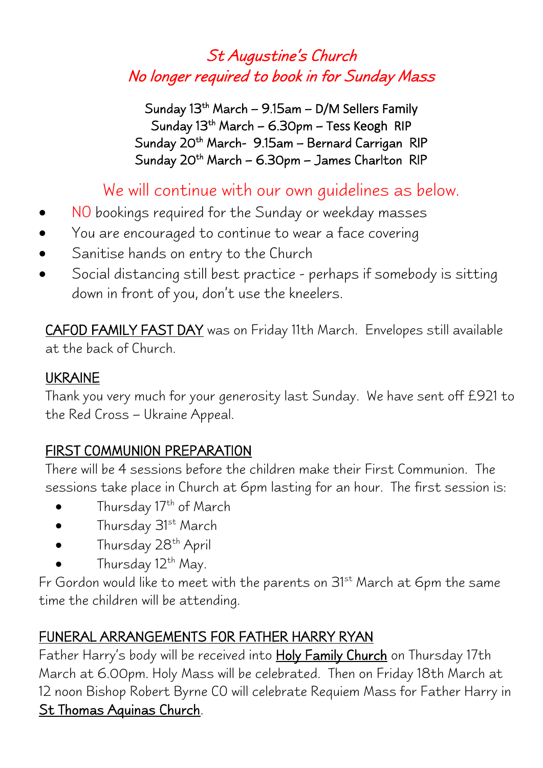# *St Augustine's Church*
## *No longer required to book in for Sunday Mass*

Sunday 13th March – 9.15am – D/M Sellers Family
Sunday 13th March – 6.30pm – Tess Keogh RIP
Sunday 20th March- 9.15am – Bernard Carrigan RIP
Sunday 20th March – 6.30pm – James Charlton RIP

We will continue with our own guidelines as below.

- NO bookings required for the Sunday or weekday masses
- You are encouraged to continue to wear a face covering
- Sanitise hands on entry to the Church
- Social distancing still best practice - perhaps if somebody is sitting down in front of you, don't use the kneelers.

CAFOD FAMILY FAST DAY was on Friday 11th March. Envelopes still available at the back of Church.

## UKRAINE

Thank you very much for your generosity last Sunday. We have sent off £921 to the Red Cross – Ukraine Appeal.

## FIRST COMMUNION PREPARATION

There will be 4 sessions before the children make their First Communion. The sessions take place in Church at 6pm lasting for an hour. The first session is:

- Thursday 17th of March
- Thursday 31st March
- Thursday 28th April
- Thursday 12th May.

Fr Gordon would like to meet with the parents on 31st March at 6pm the same time the children will be attending.

## FUNERAL ARRANGEMENTS FOR FATHER HARRY RYAN

Father Harry's body will be received into Holy Family Church on Thursday 17th March at 6.00pm. Holy Mass will be celebrated. Then on Friday 18th March at 12 noon Bishop Robert Byrne CO will celebrate Requiem Mass for Father Harry in St Thomas Aquinas Church.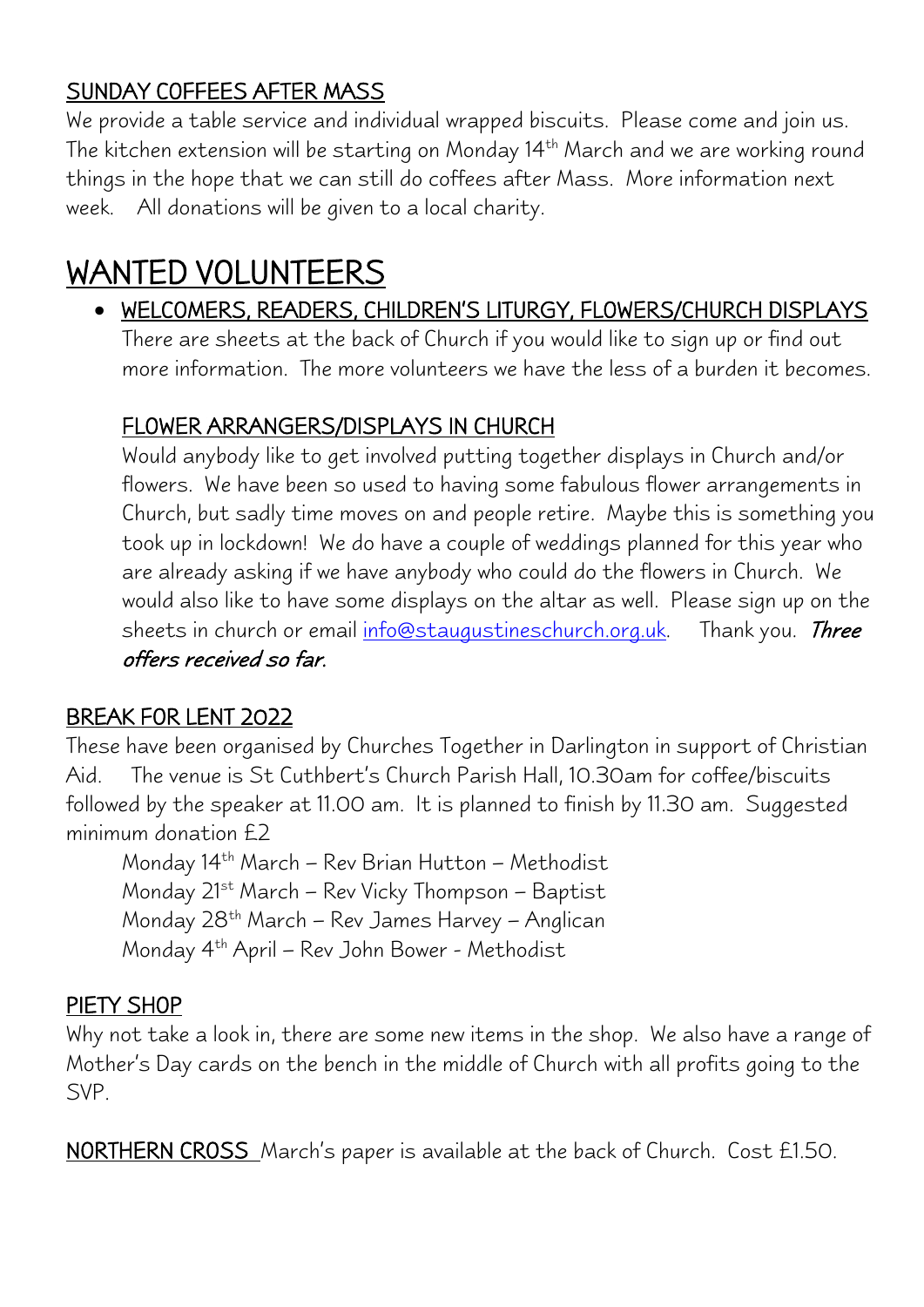## SUNDAY COFFEES AFTER MASS

We provide a table service and individual wrapped biscuits. Please come and join us. The kitchen extension will be starting on Monday 14th March and we are working round things in the hope that we can still do coffees after Mass. More information next week. All donations will be given to a local charity.

# WANTED VOLUNTEERS

- WELCOMERS, READERS, CHILDREN'S LITURGY, FLOWERS/CHURCH DISPLAYS

  There are sheets at the back of Church if you would like to sign up or find out more information. The more volunteers we have the less of a burden it becomes.

  FLOWER ARRANGERS/DISPLAYS IN CHURCH

  Would anybody like to get involved putting together displays in Church and/or flowers. We have been so used to having some fabulous flower arrangements in Church, but sadly time moves on and people retire. Maybe this is something you took up in lockdown! We do have a couple of weddings planned for this year who are already asking if we have anybody who could do the flowers in Church. We would also like to have some displays on the altar as well. Please sign up on the sheets in church or email info@staugustineschurch.org.uk. Thank you. ***Three offers received so far.***

## BREAK FOR LENT 2022

These have been organised by Churches Together in Darlington in support of Christian Aid. The venue is St Cuthbert's Church Parish Hall, 10.30am for coffee/biscuits followed by the speaker at 11.00 am. It is planned to finish by 11.30 am. Suggested minimum donation £2

Monday 14th March – Rev Brian Hutton – Methodist
Monday 21st March – Rev Vicky Thompson – Baptist
Monday 28th March – Rev James Harvey – Anglican
Monday 4th April – Rev John Bower - Methodist

## PIETY SHOP

Why not take a look in, there are some new items in the shop. We also have a range of Mother's Day cards on the bench in the middle of Church with all profits going to the SVP.

NORTHERN CROSS March's paper is available at the back of Church. Cost £1.50.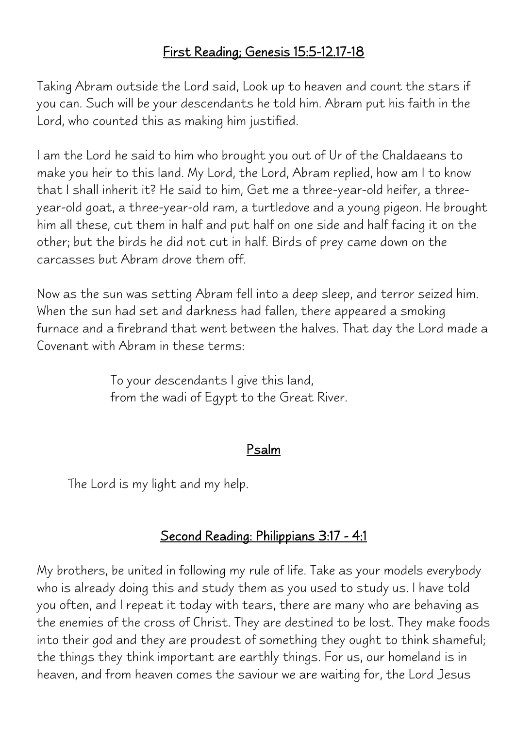## First Reading; Genesis 15:5-12.17-18

Taking Abram outside the Lord said, Look up to heaven and count the stars if you can. Such will be your descendants he told him. Abram put his faith in the Lord, who counted this as making him justified.

I am the Lord he said to him who brought you out of Ur of the Chaldaeans to make you heir to this land. My Lord, the Lord, Abram replied, how am I to know that I shall inherit it? He said to him, Get me a three-year-old heifer, a three-year-old goat, a three-year-old ram, a turtledove and a young pigeon. He brought him all these, cut them in half and put half on one side and half facing it on the other; but the birds he did not cut in half. Birds of prey came down on the carcasses but Abram drove them off.

Now as the sun was setting Abram fell into a deep sleep, and terror seized him. When the sun had set and darkness had fallen, there appeared a smoking furnace and a firebrand that went between the halves. That day the Lord made a Covenant with Abram in these terms:

> To your descendants I give this land,
> from the wadi of Egypt to the Great River.

## Psalm

The Lord is my light and my help.

## Second Reading: Philippians 3:17 - 4:1

My brothers, be united in following my rule of life. Take as your models everybody who is already doing this and study them as you used to study us. I have told you often, and I repeat it today with tears, there are many who are behaving as the enemies of the cross of Christ. They are destined to be lost. They make foods into their god and they are proudest of something they ought to think shameful; the things they think important are earthly things. For us, our homeland is in heaven, and from heaven comes the saviour we are waiting for, the Lord Jesus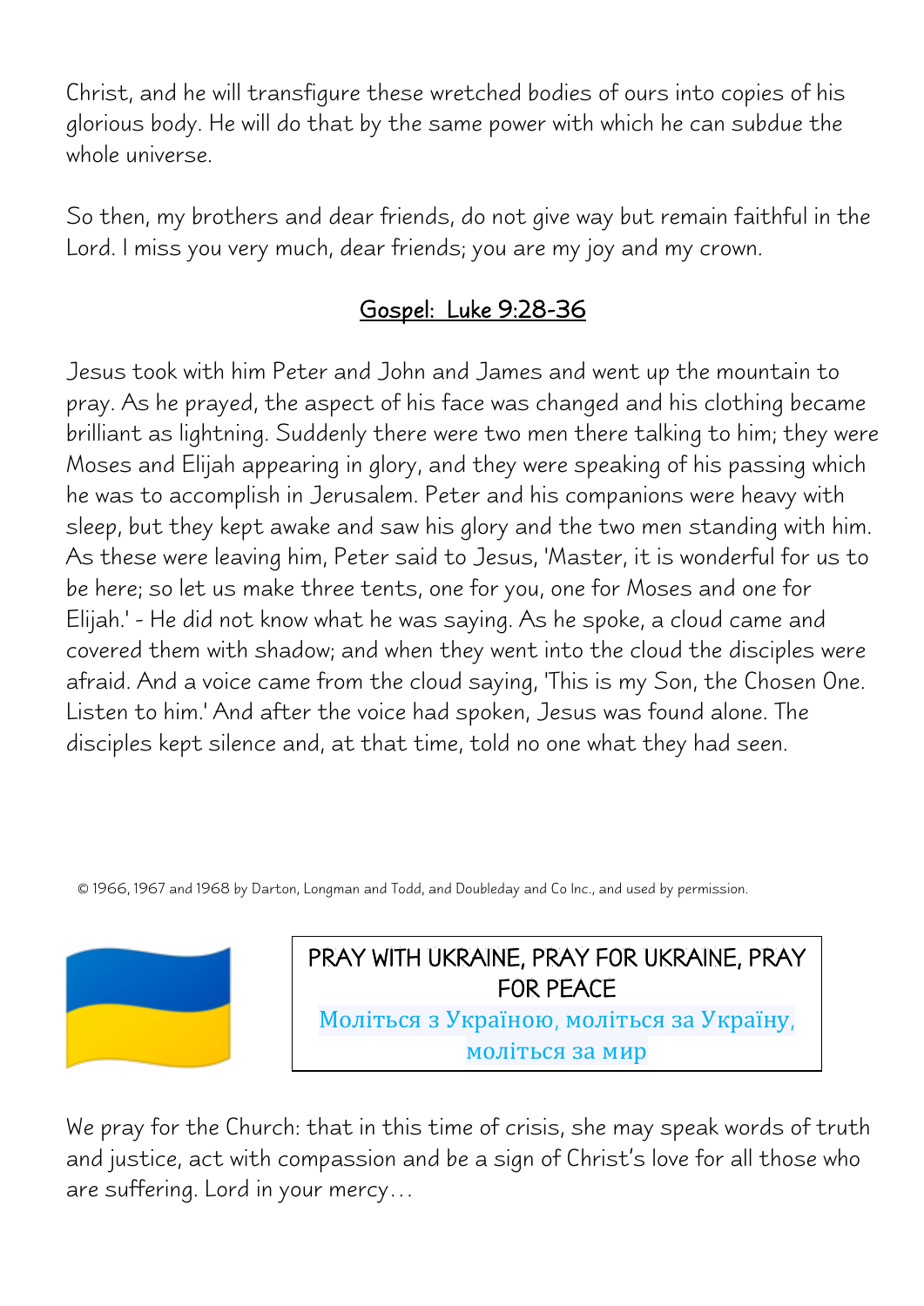Christ, and he will transfigure these wretched bodies of ours into copies of his glorious body. He will do that by the same power with which he can subdue the whole universe.

So then, my brothers and dear friends, do not give way but remain faithful in the Lord. I miss you very much, dear friends; you are my joy and my crown.

## Gospel: Luke 9:28-36

Jesus took with him Peter and John and James and went up the mountain to pray. As he prayed, the aspect of his face was changed and his clothing became brilliant as lightning. Suddenly there were two men there talking to him; they were Moses and Elijah appearing in glory, and they were speaking of his passing which he was to accomplish in Jerusalem. Peter and his companions were heavy with sleep, but they kept awake and saw his glory and the two men standing with him. As these were leaving him, Peter said to Jesus, 'Master, it is wonderful for us to be here; so let us make three tents, one for you, one for Moses and one for Elijah.' - He did not know what he was saying. As he spoke, a cloud came and covered them with shadow; and when they went into the cloud the disciples were afraid. And a voice came from the cloud saying, 'This is my Son, the Chosen One. Listen to him.' And after the voice had spoken, Jesus was found alone. The disciples kept silence and, at that time, told no one what they had seen.

© 1966, 1967 and 1968 by Darton, Longman and Todd, and Doubleday and Co Inc., and used by permission.

PRAY WITH UKRAINE, PRAY FOR UKRAINE, PRAY FOR PEACE

Моліться з Україною, моліться за Україну, моліться за мир

We pray for the Church: that in this time of crisis, she may speak words of truth and justice, act with compassion and be a sign of Christ's love for all those who are suffering. Lord in your mercy…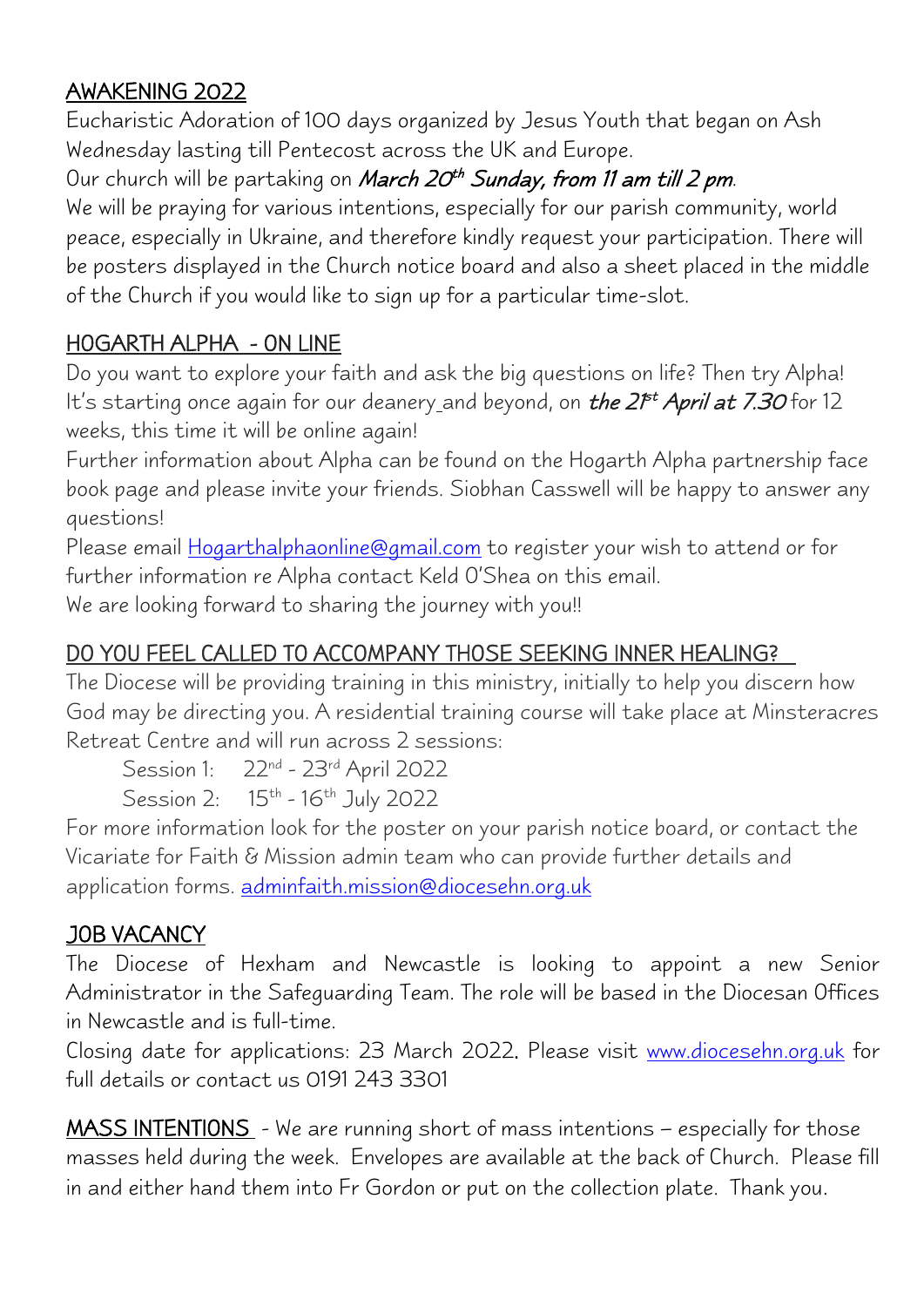## AWAKENING 2022

Eucharistic Adoration of 100 days organized by Jesus Youth that began on Ash Wednesday lasting till Pentecost across the UK and Europe.

Our church will be partaking on *March 20th Sunday, from 11 am till 2 pm*.

We will be praying for various intentions, especially for our parish community, world peace, especially in Ukraine, and therefore kindly request your participation. There will be posters displayed in the Church notice board and also a sheet placed in the middle of the Church if you would like to sign up for a particular time-slot.

## HOGARTH ALPHA - ON LINE

Do you want to explore your faith and ask the big questions on life? Then try Alpha! It's starting once again for our deanery and beyond, on ***the 21st April at 7.30*** for 12 weeks, this time it will be online again!

Further information about Alpha can be found on the Hogarth Alpha partnership face book page and please invite your friends. Siobhan Casswell will be happy to answer any questions!

Please email Hogarthalphaonline@gmail.com to register your wish to attend or for further information re Alpha contact Keld O'Shea on this email.

We are looking forward to sharing the journey with you!!

## DO YOU FEEL CALLED TO ACCOMPANY THOSE SEEKING INNER HEALING?

The Diocese will be providing training in this ministry, initially to help you discern how God may be directing you. A residential training course will take place at Minsteracres Retreat Centre and will run across 2 sessions:

Session 1: 22nd - 23rd April 2022

Session 2: 15th - 16th July 2022

For more information look for the poster on your parish notice board, or contact the Vicariate for Faith & Mission admin team who can provide further details and application forms. adminfaith.mission@diocesehn.org.uk

## JOB VACANCY

The Diocese of Hexham and Newcastle is looking to appoint a new Senior Administrator in the Safeguarding Team. The role will be based in the Diocesan Offices in Newcastle and is full-time.

Closing date for applications: 23 March 2022. Please visit www.diocesehn.org.uk for full details or contact us 0191 243 3301

MASS INTENTIONS - We are running short of mass intentions – especially for those masses held during the week. Envelopes are available at the back of Church. Please fill in and either hand them into Fr Gordon or put on the collection plate. Thank you.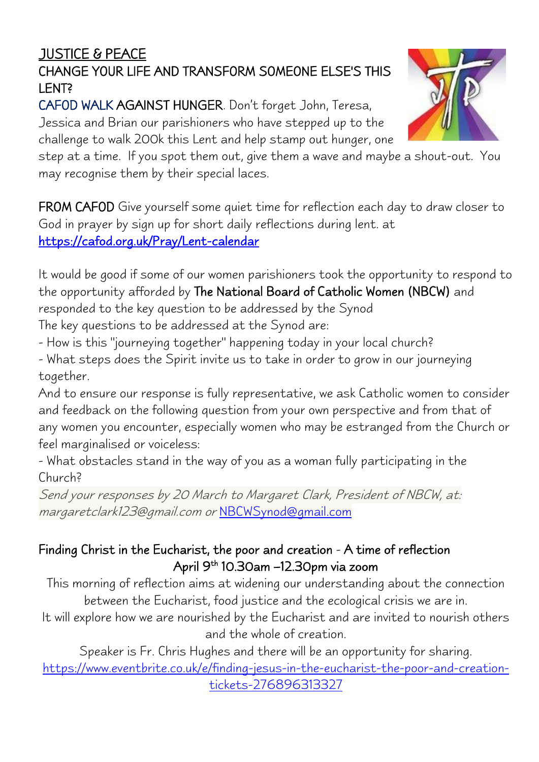## JUSTICE & PEACE

### CHANGE YOUR LIFE AND TRANSFORM SOMEONE ELSE'S THIS LENT?

**CAFOD WALK AGAINST HUNGER**. Don't forget John, Teresa, Jessica and Brian our parishioners who have stepped up to the challenge to walk 200k this Lent and help stamp out hunger, one step at a time. If you spot them out, give them a wave and maybe a shout-out. You may recognise them by their special laces.

**FROM CAFOD** Give yourself some quiet time for reflection each day to draw closer to God in prayer by sign up for short daily reflections during lent. at https://cafod.org.uk/Pray/Lent-calendar

It would be good if some of our women parishioners took the opportunity to respond to the opportunity afforded by **The National Board of Catholic Women (NBCW)** and responded to the key question to be addressed by the Synod

The key questions to be addressed at the Synod are:

- How is this "journeying together" happening today in your local church?
- What steps does the Spirit invite us to take in order to grow in our journeying together.

And to ensure our response is fully representative, we ask Catholic women to consider and feedback on the following question from your own perspective and from that of any women you encounter, especially women who may be estranged from the Church or feel marginalised or voiceless:

- What obstacles stand in the way of you as a woman fully participating in the Church?

*Send your responses by 20 March to Margaret Clark, President of NBCW, at: margaretclark123@gmail.com or* NBCWSynod@gmail.com

### Finding Christ in the Eucharist, the poor and creation - A time of reflection
### April 9th 10.30am –12.30pm via zoom

This morning of reflection aims at widening our understanding about the connection between the Eucharist, food justice and the ecological crisis we are in.

It will explore how we are nourished by the Eucharist and are invited to nourish others and the whole of creation.

Speaker is Fr. Chris Hughes and there will be an opportunity for sharing.

https://www.eventbrite.co.uk/e/finding-jesus-in-the-eucharist-the-poor-and-creation-tickets-276896313327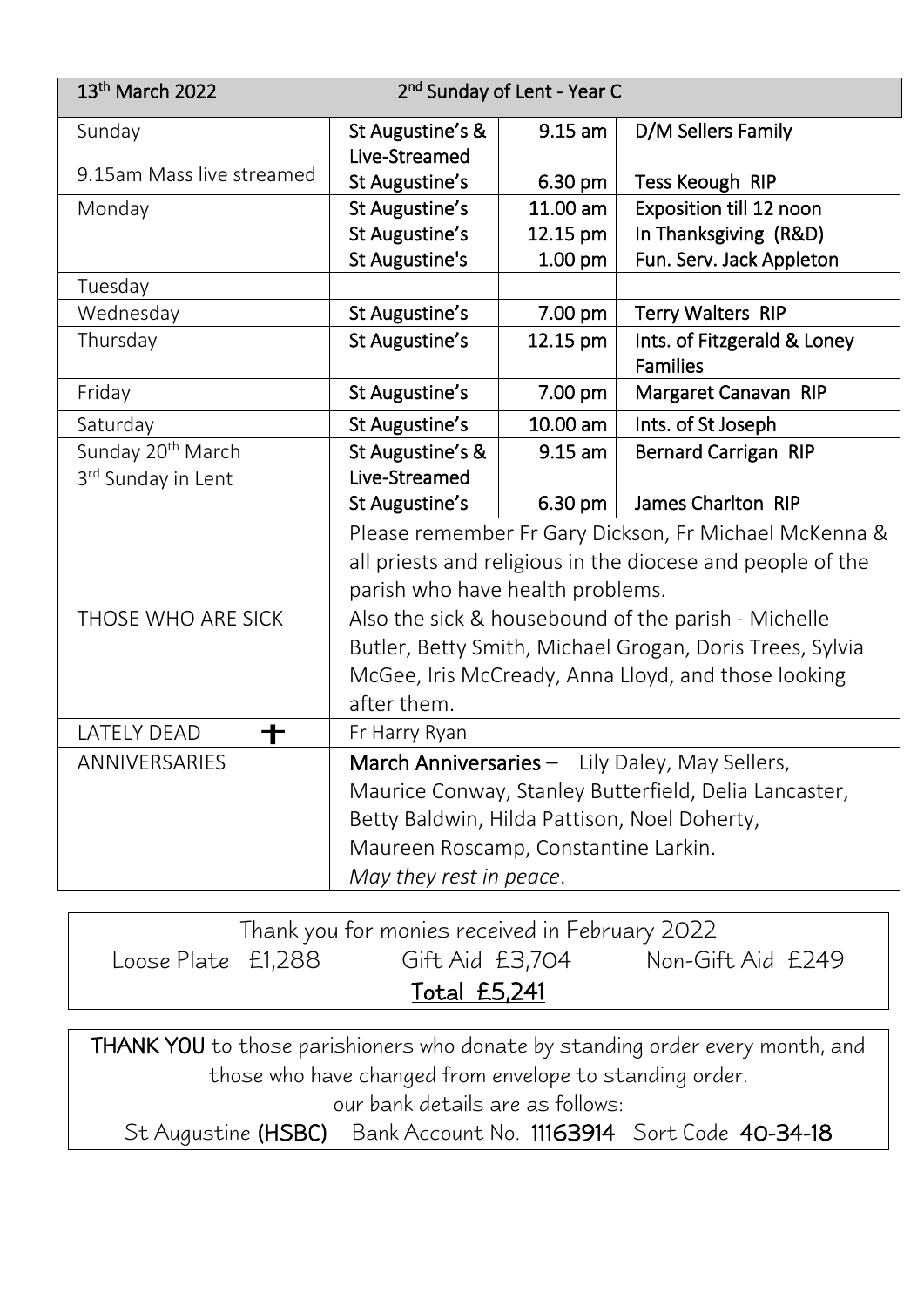| 13th March 2022 | 2nd Sunday of Lent - Year C | | |
|---|---|---|---|
| Sunday<br><br>9.15am Mass live streamed | St Augustine's & Live-Streamed<br>St Augustine's | 9.15 am<br><br>6.30 pm | D/M Sellers Family<br><br>Tess Keough RIP |
| Monday | St Augustine's<br>St Augustine's<br>St Augustine's | 11.00 am<br>12.15 pm<br>1.00 pm | Exposition till 12 noon<br>In Thanksgiving (R&D)<br>Fun. Serv. Jack Appleton |
| Tuesday | | | |
| Wednesday | St Augustine's | 7.00 pm | Terry Walters RIP |
| Thursday | St Augustine's | 12.15 pm | Ints. of Fitzgerald & Loney Families |
| Friday | St Augustine's | 7.00 pm | Margaret Canavan RIP |
| Saturday | St Augustine's | 10.00 am | Ints. of St Joseph |
| Sunday 20th March<br>3rd Sunday in Lent | St Augustine's & Live-Streamed<br>St Augustine's | 9.15 am<br><br>6.30 pm | Bernard Carrigan RIP<br><br>James Charlton RIP |
| THOSE WHO ARE SICK | Please remember Fr Gary Dickson, Fr Michael McKenna & all priests and religious in the diocese and people of the parish who have health problems.<br>Also the sick & housebound of the parish - Michelle Butler, Betty Smith, Michael Grogan, Doris Trees, Sylvia McGee, Iris McCready, Anna Lloyd, and those looking after them. | | |
| LATELY DEAD ✝ | Fr Harry Ryan | | |
| ANNIVERSARIES | **March Anniversaries** – Lily Daley, May Sellers, Maurice Conway, Stanley Butterfield, Delia Lancaster, Betty Baldwin, Hilda Pattison, Noel Doherty, Maureen Roscamp, Constantine Larkin.<br>*May they rest in peace*. | | |

Thank you for monies received in February 2022

Loose Plate £1,288 Gift Aid £3,704 Non-Gift Aid £249

Total £5,241

**THANK YOU** to those parishioners who donate by standing order every month, and those who have changed from envelope to standing order.
our bank details are as follows:
St Augustine (HSBC) Bank Account No. **11163914** Sort Code **40-34-18**